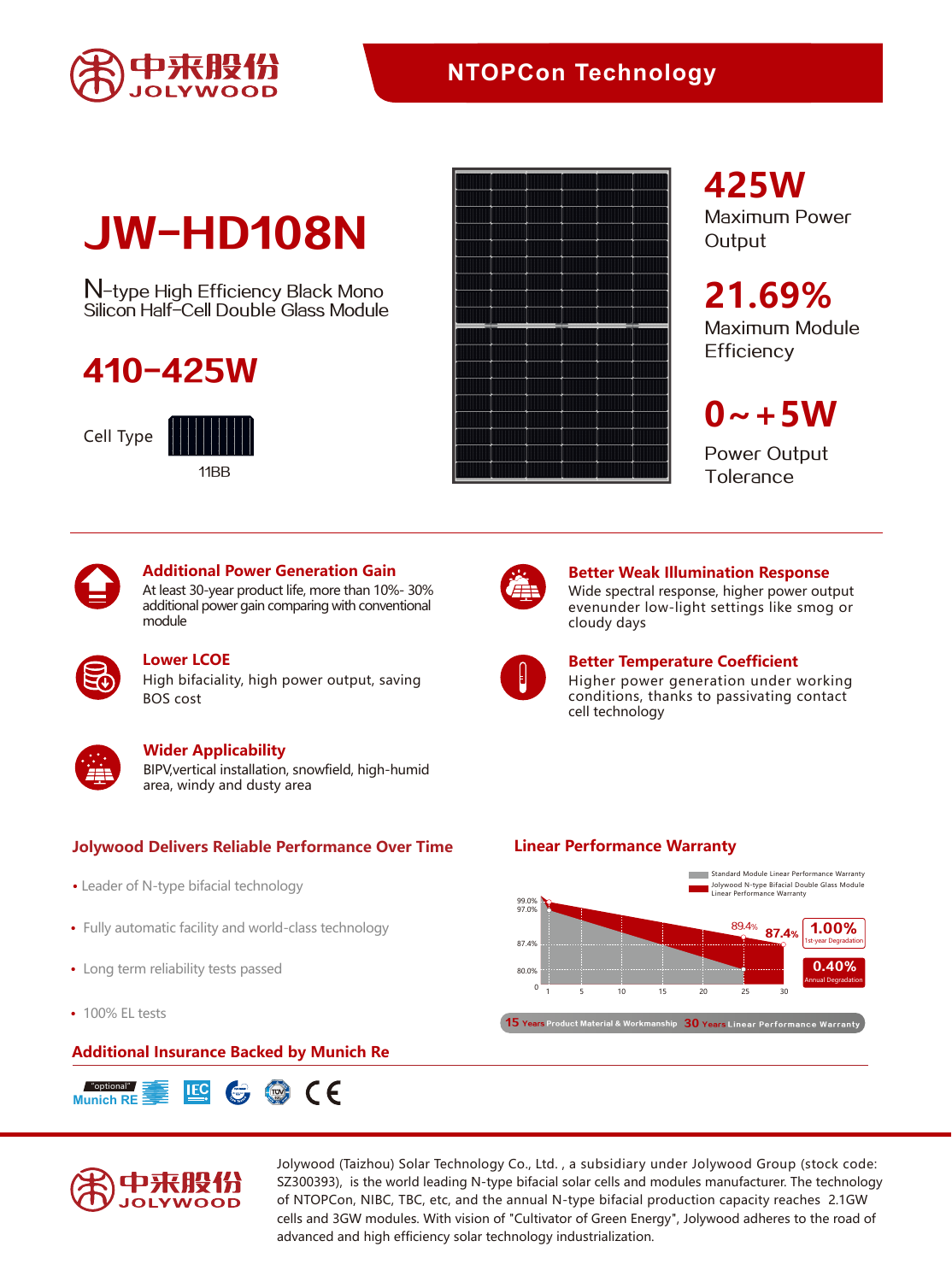中来股份 JOLYWOOD

**NTOPCon Technology**

# JW-HD108N

N-type High Efficiency Black Mono Silicon Half-Cell Double Glass Module

## 410-425W

Cell Type

11BB

**425W**
Maximum Power Output

**21.69%**
Maximum Module Efficiency

**0~+5W**
Power Output Tolerance

### Additional Power Generation Gain

At least 30-year product life, more than 10%- 30% additional power gain comparing with conventional module

### Better Weak Illumination Response

Wide spectral response, higher power output evenunder low-light settings like smog or cloudy days

### Lower LCOE

High bifaciality, high power output, saving BOS cost

### Better Temperature Coefficient

Higher power generation under working conditions, thanks to passivating contact cell technology

### Wider Applicability

BIPV,vertical installation, snowfield, high-humid area, windy and dusty area

### Jolywood Delivers Reliable Performance Over Time

- Leader of N-type bifacial technology
- Fully automatic facility and world-class technology
- Long term reliability tests passed
- 100% EL tests

### Linear Performance Warranty

Standard Module Linear Performance Warranty

Jolywood N-type Bifacial Double Glass Module Linear Performance Warranty

99.0%, 97.0%, 87.4%, 80.0%, 0; 1, 5, 10, 15, 20, 25, 30; 89.4%, 87.4%

**1.00%** 1st-year Degradation

**0.40%** Annual Degradation

**15** Years Product Material & Workmanship **30** Years Linear Performance Warranty

### Additional Insurance Backed by Munich Re

"optional" Munich RE

中来股份 JOLYWOOD

Jolywood (Taizhou) Solar Technology Co., Ltd. , a subsidiary under Jolywood Group (stock code: SZ300393), is the world leading N-type bifacial solar cells and modules manufacturer. The technology of NTOPCon, NIBC, TBC, etc, and the annual N-type bifacial production capacity reaches 2.1GW cells and 3GW modules. With vision of "Cultivator of Green Energy", Jolywood adheres to the road of advanced and high efficiency solar technology industrialization.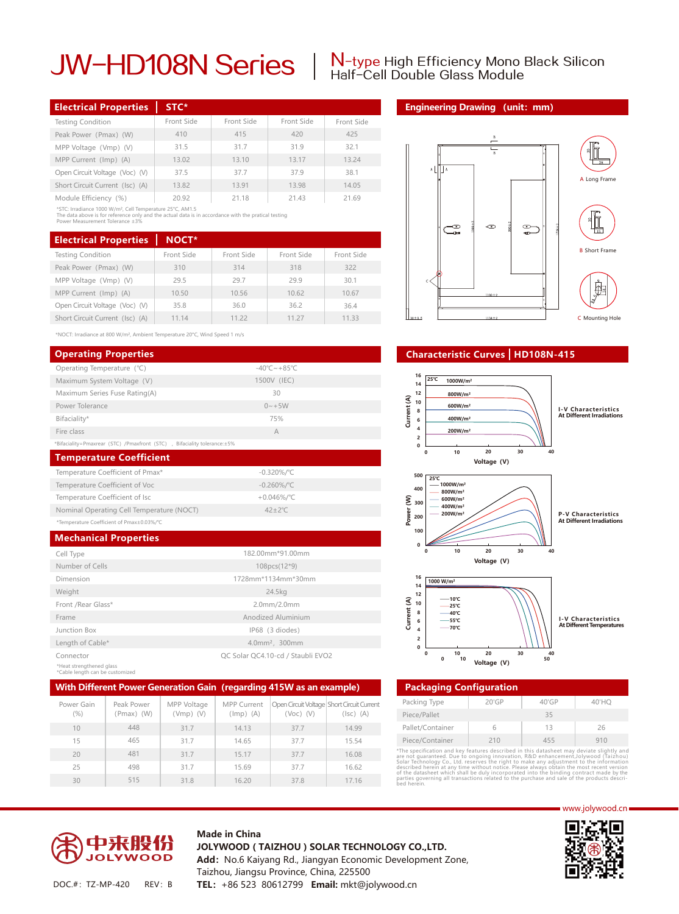# JW-HD108N Series | N-type High Efficiency Mono Black Silicon Half-Cell Double Glass Module

## Electrical Properties | STC*

| Testing Condition | Front Side | Front Side | Front Side | Front Side |
|---|---|---|---|---|
| Peak Power (Pmax) (W) | 410 | 415 | 420 | 425 |
| MPP Voltage (Vmp) (V) | 31.5 | 31.7 | 31.9 | 32.1 |
| MPP Current (Imp) (A) | 13.02 | 13.10 | 13.17 | 13.24 |
| Open Circuit Voltage (Voc) (V) | 37.5 | 37.7 | 37.9 | 38.1 |
| Short Circuit Current (Isc) (A) | 13.82 | 13.91 | 13.98 | 14.05 |
| Module Efficiency (%) | 20.92 | 21.18 | 21.43 | 21.69 |

*STC: Irradiance 1000 W/m², Cell Temperature 25°C, AM1.5
The data above is for reference only and the actual data is in accordance with the pratical testing
Power Measurement Tolerance ±3%

## Electrical Properties | NOCT*

| Testing Condition | Front Side | Front Side | Front Side | Front Side |
|---|---|---|---|---|
| Peak Power (Pmax) (W) | 310 | 314 | 318 | 322 |
| MPP Voltage (Vmp) (V) | 29.5 | 29.7 | 29.9 | 30.1 |
| MPP Current (Imp) (A) | 10.50 | 10.56 | 10.62 | 10.67 |
| Open Circuit Voltage (Voc) (V) | 35.8 | 36.0 | 36.2 | 36.4 |
| Short Circuit Current (Isc) (A) | 11.14 | 11.22 | 11.27 | 11.33 |

*NOCT: Irradiance at 800 W/m², Ambient Temperature 20°C, Wind Speed 1 m/s

## Operating Properties

| | |
|---|---|
| Operating Temperature (°C) | -40°C~+85°C |
| Maximum System Voltage (V) | 1500V (IEC) |
| Maximum Series Fuse Rating(A) | 30 |
| Power Tolerance | 0~+5W |
| Bifaciality* | 75% |
| Fire class | A |

*Bifaciality=Pmaxrear (STC) /Pmaxfront (STC) , Bifaciality tolerance:±5%

## Temperature Coefficient

| | |
|---|---|
| Temperature Coefficient of Pmax* | -0.320%/°C |
| Temperature Coefficient of Voc | -0.260%/°C |
| Temperature Coefficient of Isc | +0.046%/°C |
| Nominal Operating Cell Temperature (NOCT) | 42±2°C |

*Temperature Coefficient of Pmax±0.03%/°C

## Mechanical Properties

| | |
|---|---|
| Cell Type | 182.00mm*91.00mm |
| Number of Cells | 108pcs(12*9) |
| Dimension | 1728mm*1134mm*30mm |
| Weight | 24.5kg |
| Front /Rear Glass* | 2.0mm/2.0mm |
| Frame | Anodized Aluminium |
| Junction Box | IP68 (3 diodes) |
| Length of Cable* | 4.0mm², 300mm |
| Connector | QC Solar QC4.10-cd / Staubli EVO2 |

*Heat strengthened glass
*Cable length can be customized

## With Different Power Generation Gain (regarding 415W as an example)

| Power Gain (%) | Peak Power (Pmax) (W) | MPP Voltage (Vmp) (V) | MPP Current (Imp) (A) | Open Circuit Voltage (Voc) (V) | Short Circuit Current (Isc) (A) |
|---|---|---|---|---|---|
| 10 | 448 | 31.7 | 14.13 | 37.7 | 14.99 |
| 15 | 465 | 31.7 | 14.65 | 37.7 | 15.54 |
| 20 | 481 | 31.7 | 15.17 | 37.7 | 16.08 |
| 25 | 498 | 31.7 | 15.69 | 37.7 | 16.62 |
| 30 | 515 | 31.8 | 16.20 | 37.8 | 17.16 |

## Engineering Drawing (unit: mm)

A Long Frame

B Short Frame

C Mounting Hole

## Characteristic Curves | HD108N-415

I-V Characteristics At Different Irradiations

25°C
1000W/m²
800W/m²
600W/m²
400W/m²
200W/m²
Current (A)
Voltage (V)

P-V Characteristics At Different Irradiations

25°C
1000W/m²
800W/m²
600W/m²
400W/m²
200W/m²
Power (W)
Voltage (V)

I-V Characteristics At Different Temperatures

1000 W/m²
10°C
25°C
40°C
55°C
70°C
Current (A)
Voltage (V)

## Packaging Configuration

| Packing Type | 20'GP | 40'GP | 40'HQ |
|---|---|---|---|
| Piece/Pallet | | 35 | |
| Pallet/Container | 6 | 13 | 26 |
| Piece/Container | 210 | 455 | 910 |

*The specification and key features described in this datasheet may deviate slightly and are not guaranteed. Due to ongoing innovation, R&D enhancement,Jolywood (Taizhou) Solar Technology Co., Ltd. reserves the right to make any adjustment to the information described herein at any time without notice. Please always obtain the most recent version of the datasheet which shall be duly incorporated into the binding contract made by the parties governing all transactions related to the purchase and sale of the products described herein.

www.jolywood.cn

中来股份 JOLYWOOD

DOC.#: TZ-MP-420 REV: B

**Made in China**
**JOLYWOOD ( TAIZHOU ) SOLAR TECHNOLOGY CO.,LTD.**
**Add:** No.6 Kaiyang Rd., Jiangyan Economic Development Zone, Taizhou, Jiangsu Province, China, 225500
**TEL:** +86 523 80612799 **Email:** mkt@jolywood.cn